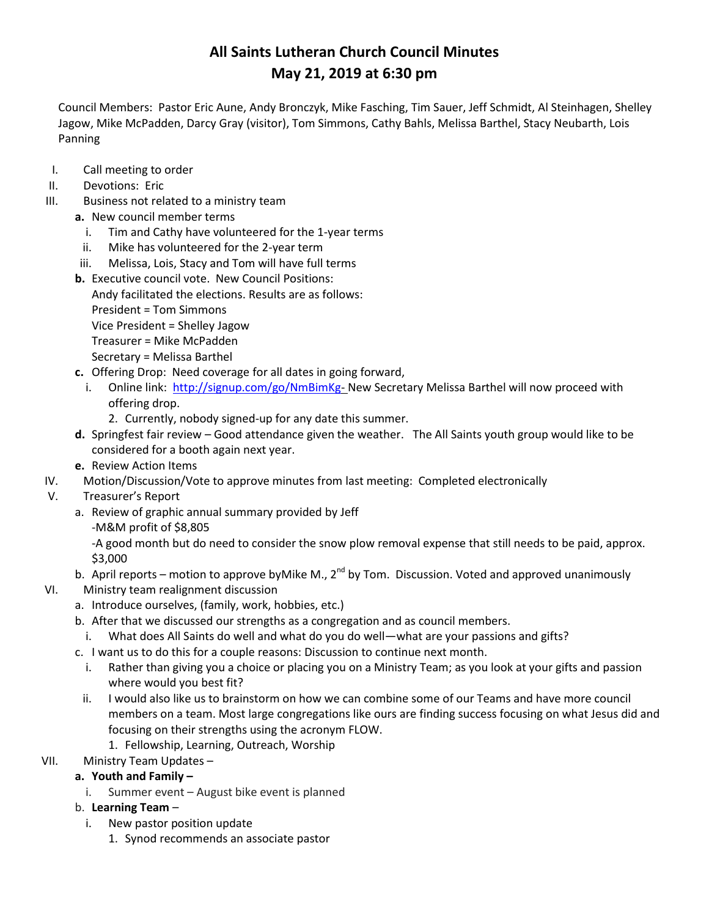# All Saints Lutheran Church Council Minutes
## May 21, 2019 at 6:30 pm

Council Members: Pastor Eric Aune, Andy Bronczyk, Mike Fasching, Tim Sauer, Jeff Schmidt, Al Steinhagen, Shelley Jagow, Mike McPadden, Darcy Gray (visitor), Tom Simmons, Cathy Bahls, Melissa Barthel, Stacy Neubarth, Lois Panning

I. Call meeting to order

II. Devotions: Eric

III. Business not related to a ministry team

   **a.** New council member terms
      i. Tim and Cathy have volunteered for the 1-year terms
      ii. Mike has volunteered for the 2-year term
      iii. Melissa, Lois, Stacy and Tom will have full terms

   **b.** Executive council vote. New Council Positions:
   Andy facilitated the elections. Results are as follows:
   President = Tom Simmons
   Vice President = Shelley Jagow
   Treasurer = Mike McPadden
   Secretary = Melissa Barthel

   **c.** Offering Drop: Need coverage for all dates in going forward,
      i. Online link: [http://signup.com/go/NmBimKg-](http://signup.com/go/NmBimKg-) New Secretary Melissa Barthel will now proceed with offering drop.
         2. Currently, nobody signed-up for any date this summer.

   **d.** Springfest fair review – Good attendance given the weather. The All Saints youth group would like to be considered for a booth again next year.

   **e.** Review Action Items

IV. Motion/Discussion/Vote to approve minutes from last meeting: Completed electronically

V. Treasurer's Report

   a. Review of graphic annual summary provided by Jeff
   -M&M profit of $8,805
   -A good month but do need to consider the snow plow removal expense that still needs to be paid, approx. $3,000

   b. April reports – motion to approve byMike M., 2nd by Tom. Discussion. Voted and approved unanimously

VI. Ministry team realignment discussion

   a. Introduce ourselves, (family, work, hobbies, etc.)

   b. After that we discussed our strengths as a congregation and as council members.
      i. What does All Saints do well and what do you do well—what are your passions and gifts?

   c. I want us to do this for a couple reasons: Discussion to continue next month.
      i. Rather than giving you a choice or placing you on a Ministry Team; as you look at your gifts and passion where would you best fit?
      ii. I would also like us to brainstorm on how we can combine some of our Teams and have more council members on a team. Most large congregations like ours are finding success focusing on what Jesus did and focusing on their strengths using the acronym FLOW.
         1. Fellowship, Learning, Outreach, Worship

VII. Ministry Team Updates –

   **a. Youth and Family –**
      i. Summer event – August bike event is planned

   b. **Learning Team** –
      i. New pastor position update
         1. Synod recommends an associate pastor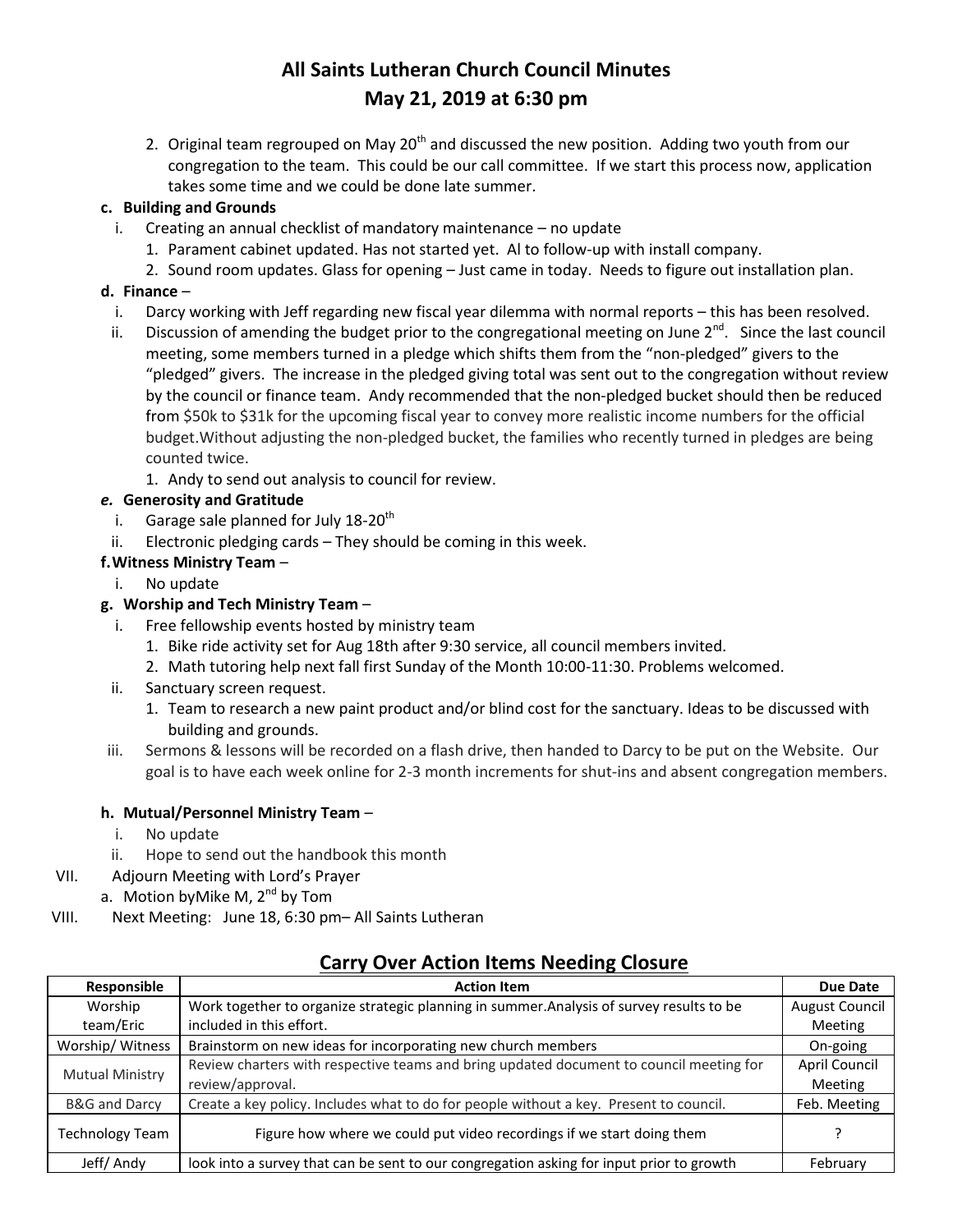# All Saints Lutheran Church Council Minutes
# May 21, 2019 at 6:30 pm

2. Original team regrouped on May 20th and discussed the new position. Adding two youth from our congregation to the team. This could be our call committee. If we start this process now, application takes some time and we could be done late summer.

**c. Building and Grounds**

- i. Creating an annual checklist of mandatory maintenance – no update
  1. Parament cabinet updated. Has not started yet. Al to follow-up with install company.
  2. Sound room updates. Glass for opening – Just came in today. Needs to figure out installation plan.

**d. Finance** –

- i. Darcy working with Jeff regarding new fiscal year dilemma with normal reports – this has been resolved.
- ii. Discussion of amending the budget prior to the congregational meeting on June 2nd. Since the last council meeting, some members turned in a pledge which shifts them from the "non-pledged" givers to the "pledged" givers. The increase in the pledged giving total was sent out to the congregation without review by the council or finance team. Andy recommended that the non-pledged bucket should then be reduced from $50k to $31k for the upcoming fiscal year to convey more realistic income numbers for the official budget.Without adjusting the non-pledged bucket, the families who recently turned in pledges are being counted twice.
  1. Andy to send out analysis to council for review.

***e.* Generosity and Gratitude**

- i. Garage sale planned for July 18-20th
- ii. Electronic pledging cards – They should be coming in this week.

**f. Witness Ministry Team** –

- i. No update

**g. Worship and Tech Ministry Team** –

- i. Free fellowship events hosted by ministry team
  1. Bike ride activity set for Aug 18th after 9:30 service, all council members invited.
  2. Math tutoring help next fall first Sunday of the Month 10:00-11:30. Problems welcomed.
- ii. Sanctuary screen request.
  1. Team to research a new paint product and/or blind cost for the sanctuary. Ideas to be discussed with building and grounds.
- iii. Sermons & lessons will be recorded on a flash drive, then handed to Darcy to be put on the Website. Our goal is to have each week online for 2-3 month increments for shut-ins and absent congregation members.

**h. Mutual/Personnel Ministry Team** –

- i. No update
- ii. Hope to send out the handbook this month

VII. Adjourn Meeting with Lord's Prayer

- a. Motion byMike M, 2nd by Tom

VIII. Next Meeting: June 18, 6:30 pm– All Saints Lutheran

## Carry Over Action Items Needing Closure

| Responsible | Action Item | Due Date |
|---|---|---|
| Worship team/Eric | Work together to organize strategic planning in summer.Analysis of survey results to be included in this effort. | August Council Meeting |
| Worship/ Witness | Brainstorm on new ideas for incorporating new church members | On-going |
| Mutual Ministry | Review charters with respective teams and bring updated document to council meeting for review/approval. | April Council Meeting |
| B&G and Darcy | Create a key policy. Includes what to do for people without a key. Present to council. | Feb. Meeting |
| Technology Team | Figure how where we could put video recordings if we start doing them | ? |
| Jeff/ Andy | look into a survey that can be sent to our congregation asking for input prior to growth | February |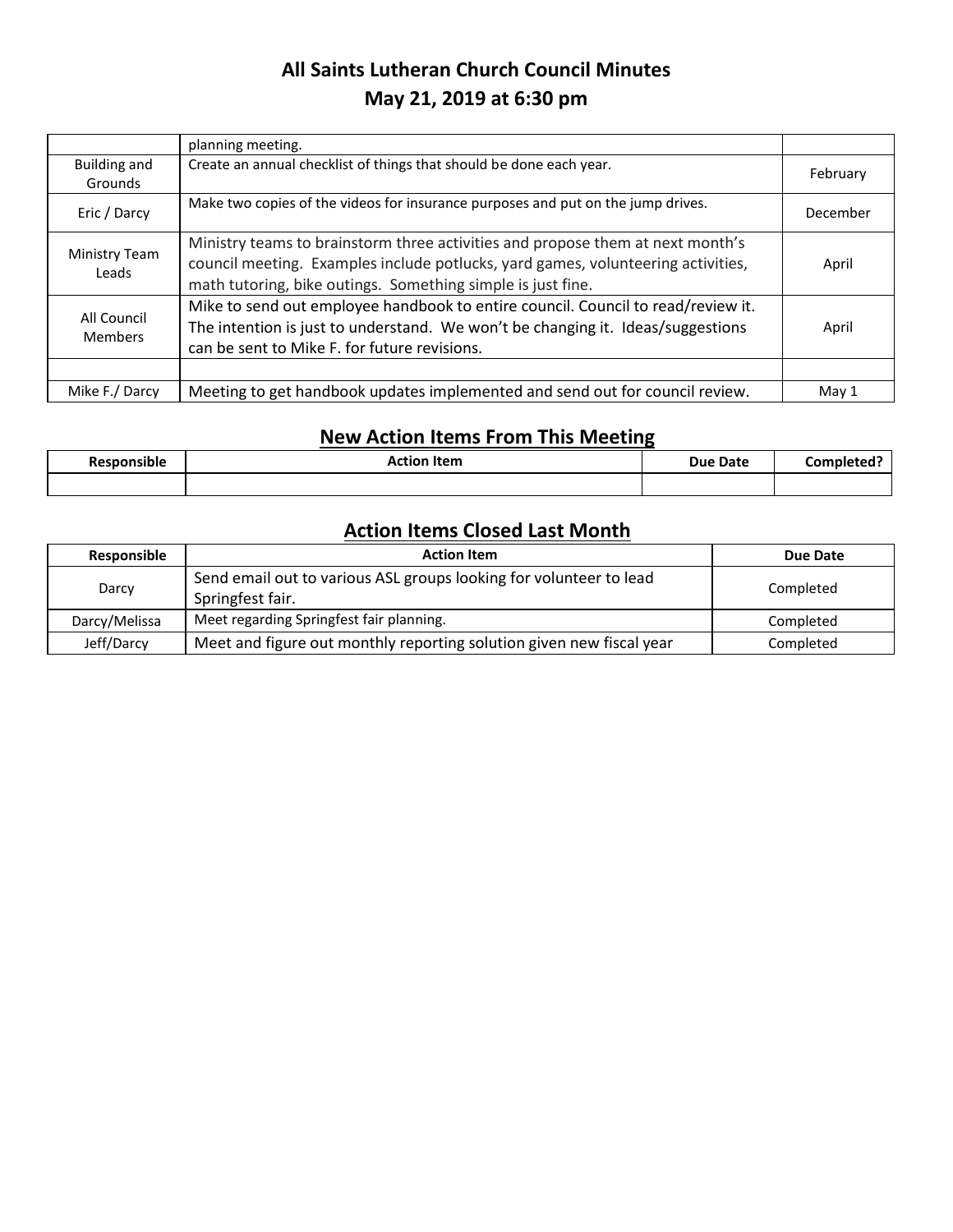# All Saints Lutheran Church Council Minutes
# May 21, 2019 at 6:30 pm

| | | |
|---|---|---|
| | planning meeting. | |
| Building and Grounds | Create an annual checklist of things that should be done each year. | February |
| Eric / Darcy | Make two copies of the videos for insurance purposes and put on the jump drives. | December |
| Ministry Team Leads | Ministry teams to brainstorm three activities and propose them at next month's council meeting. Examples include potlucks, yard games, volunteering activities, math tutoring, bike outings. Something simple is just fine. | April |
| All Council Members | Mike to send out employee handbook to entire council. Council to read/review it. The intention is just to understand. We won't be changing it. Ideas/suggestions can be sent to Mike F. for future revisions. | April |
| | | |
| Mike F./ Darcy | Meeting to get handbook updates implemented and send out for council review. | May 1 |

## New Action Items From This Meeting

| Responsible | Action Item | Due Date | Completed? |
|---|---|---|---|
| | | | |

## Action Items Closed Last Month

| Responsible | Action Item | Due Date |
|---|---|---|
| Darcy | Send email out to various ASL groups looking for volunteer to lead Springfest fair. | Completed |
| Darcy/Melissa | Meet regarding Springfest fair planning. | Completed |
| Jeff/Darcy | Meet and figure out monthly reporting solution given new fiscal year | Completed |